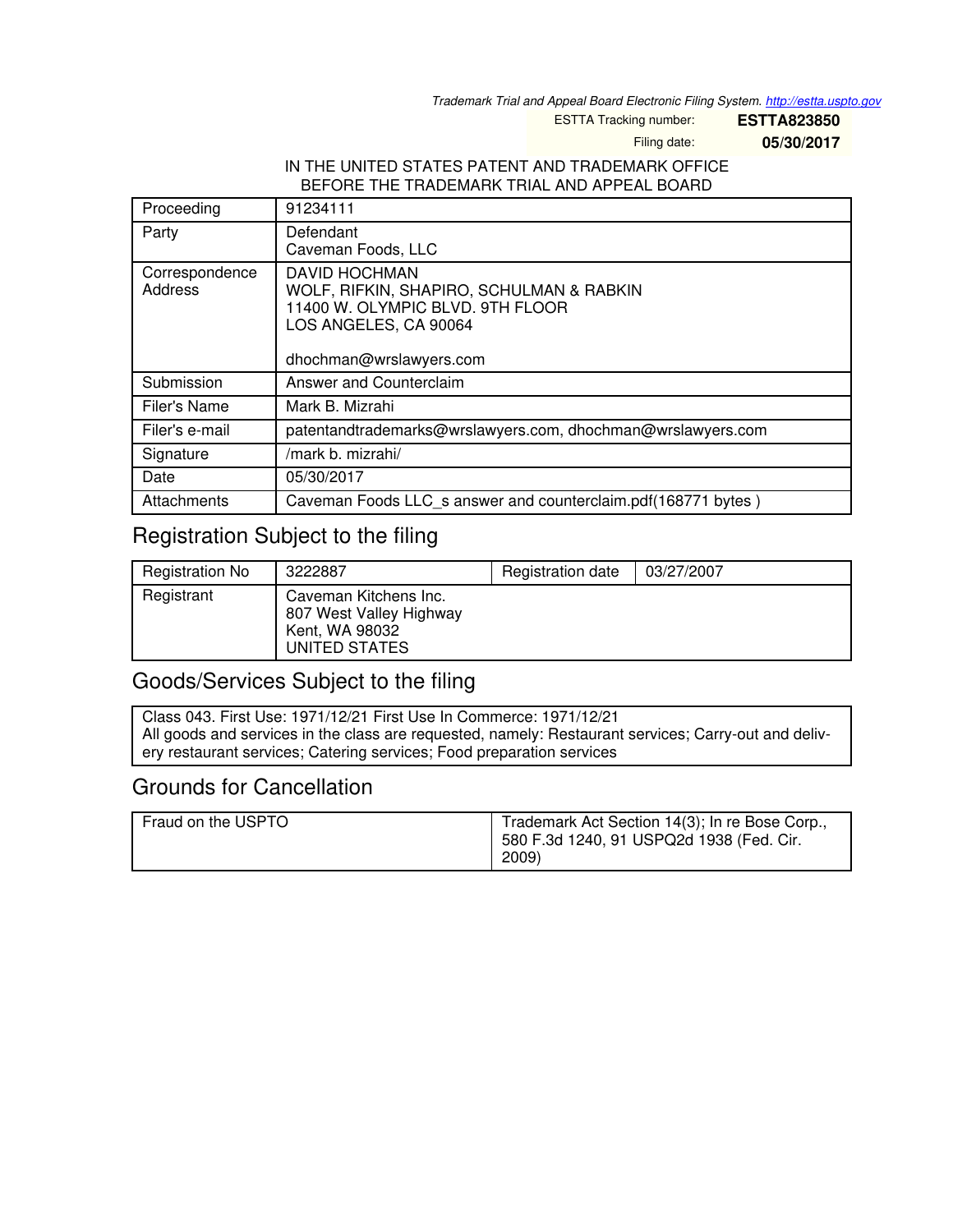Trademark Trial and Appeal Board Electronic Filing System. http://estta.uspto.gov

ESTTA Tracking number: **ESTTA823850**

Filing date: **05/30/2017**

IN THE UNITED STATES PATENT AND TRADEMARK OFFICE
BEFORE THE TRADEMARK TRIAL AND APPEAL BOARD

| | |
|---|---|
| Proceeding | 91234111 |
| Party | Defendant<br>Caveman Foods, LLC |
| Correspondence Address | DAVID HOCHMAN<br>WOLF, RIFKIN, SHAPIRO, SCHULMAN & RABKIN<br>11400 W. OLYMPIC BLVD. 9TH FLOOR<br>LOS ANGELES, CA 90064<br><br>dhochman@wrslawyers.com |
| Submission | Answer and Counterclaim |
| Filer's Name | Mark B. Mizrahi |
| Filer's e-mail | patentandtrademarks@wrslawyers.com, dhochman@wrslawyers.com |
| Signature | /mark b. mizrahi/ |
| Date | 05/30/2017 |
| Attachments | Caveman Foods LLC_s answer and counterclaim.pdf(168771 bytes ) |

## Registration Subject to the filing

| | | | |
|---|---|---|---|
| Registration No | 3222887 | Registration date | 03/27/2007 |
| Registrant | Caveman Kitchens Inc.<br>807 West Valley Highway<br>Kent, WA 98032<br>UNITED STATES | | |

## Goods/Services Subject to the filing

| |
|---|
| Class 043. First Use: 1971/12/21 First Use In Commerce: 1971/12/21<br>All goods and services in the class are requested, namely: Restaurant services; Carry-out and delivery restaurant services; Catering services; Food preparation services |

## Grounds for Cancellation

| | |
|---|---|
| Fraud on the USPTO | Trademark Act Section 14(3); In re Bose Corp., 580 F.3d 1240, 91 USPQ2d 1938 (Fed. Cir. 2009) |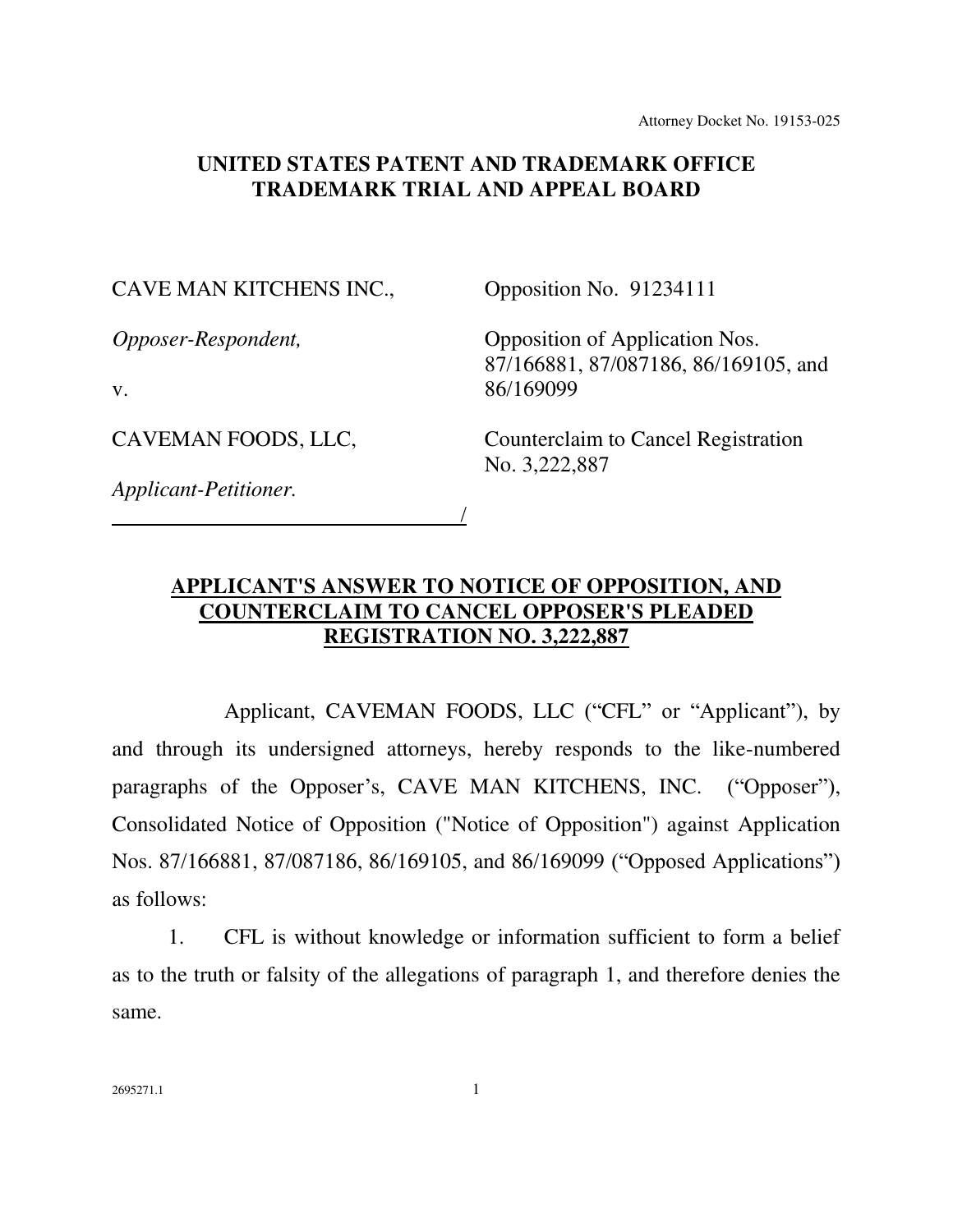Attorney Docket No. 19153-025

**UNITED STATES PATENT AND TRADEMARK OFFICE**
**TRADEMARK TRIAL AND APPEAL BOARD**

| | |
|---|---|
| CAVE MAN KITCHENS INC., | Opposition No. 91234111 |
| *Opposer-Respondent,* | Opposition of Application Nos. 87/166881, 87/087186, 86/169105, and 86/169099 |
| v. | |
| CAVEMAN FOODS, LLC, | Counterclaim to Cancel Registration No. 3,222,887 |
| *Applicant-Petitioner.* | |

**APPLICANT'S ANSWER TO NOTICE OF OPPOSITION, AND COUNTERCLAIM TO CANCEL OPPOSER'S PLEADED REGISTRATION NO. 3,222,887**

Applicant, CAVEMAN FOODS, LLC ("CFL" or "Applicant"), by and through its undersigned attorneys, hereby responds to the like-numbered paragraphs of the Opposer's, CAVE MAN KITCHENS, INC. ("Opposer"), Consolidated Notice of Opposition ("Notice of Opposition") against Application Nos. 87/166881, 87/087186, 86/169105, and 86/169099 ("Opposed Applications") as follows:

1. CFL is without knowledge or information sufficient to form a belief as to the truth or falsity of the allegations of paragraph 1, and therefore denies the same.

2695271.1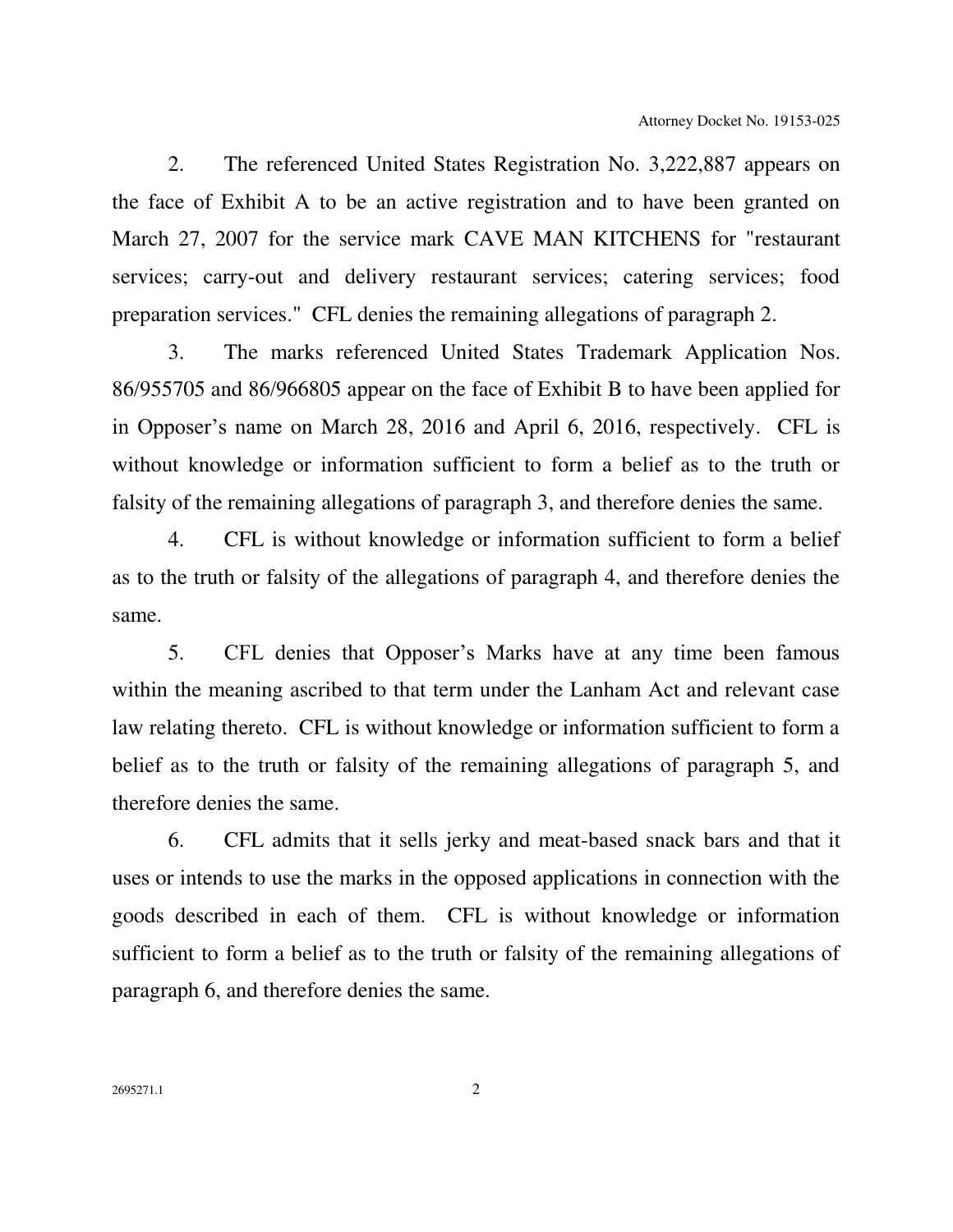2. The referenced United States Registration No. 3,222,887 appears on the face of Exhibit A to be an active registration and to have been granted on March 27, 2007 for the service mark CAVE MAN KITCHENS for "restaurant services; carry-out and delivery restaurant services; catering services; food preparation services." CFL denies the remaining allegations of paragraph 2.

3. The marks referenced United States Trademark Application Nos. 86/955705 and 86/966805 appear on the face of Exhibit B to have been applied for in Opposer's name on March 28, 2016 and April 6, 2016, respectively. CFL is without knowledge or information sufficient to form a belief as to the truth or falsity of the remaining allegations of paragraph 3, and therefore denies the same.

4. CFL is without knowledge or information sufficient to form a belief as to the truth or falsity of the allegations of paragraph 4, and therefore denies the same.

5. CFL denies that Opposer's Marks have at any time been famous within the meaning ascribed to that term under the Lanham Act and relevant case law relating thereto. CFL is without knowledge or information sufficient to form a belief as to the truth or falsity of the remaining allegations of paragraph 5, and therefore denies the same.

6. CFL admits that it sells jerky and meat-based snack bars and that it uses or intends to use the marks in the opposed applications in connection with the goods described in each of them. CFL is without knowledge or information sufficient to form a belief as to the truth or falsity of the remaining allegations of paragraph 6, and therefore denies the same.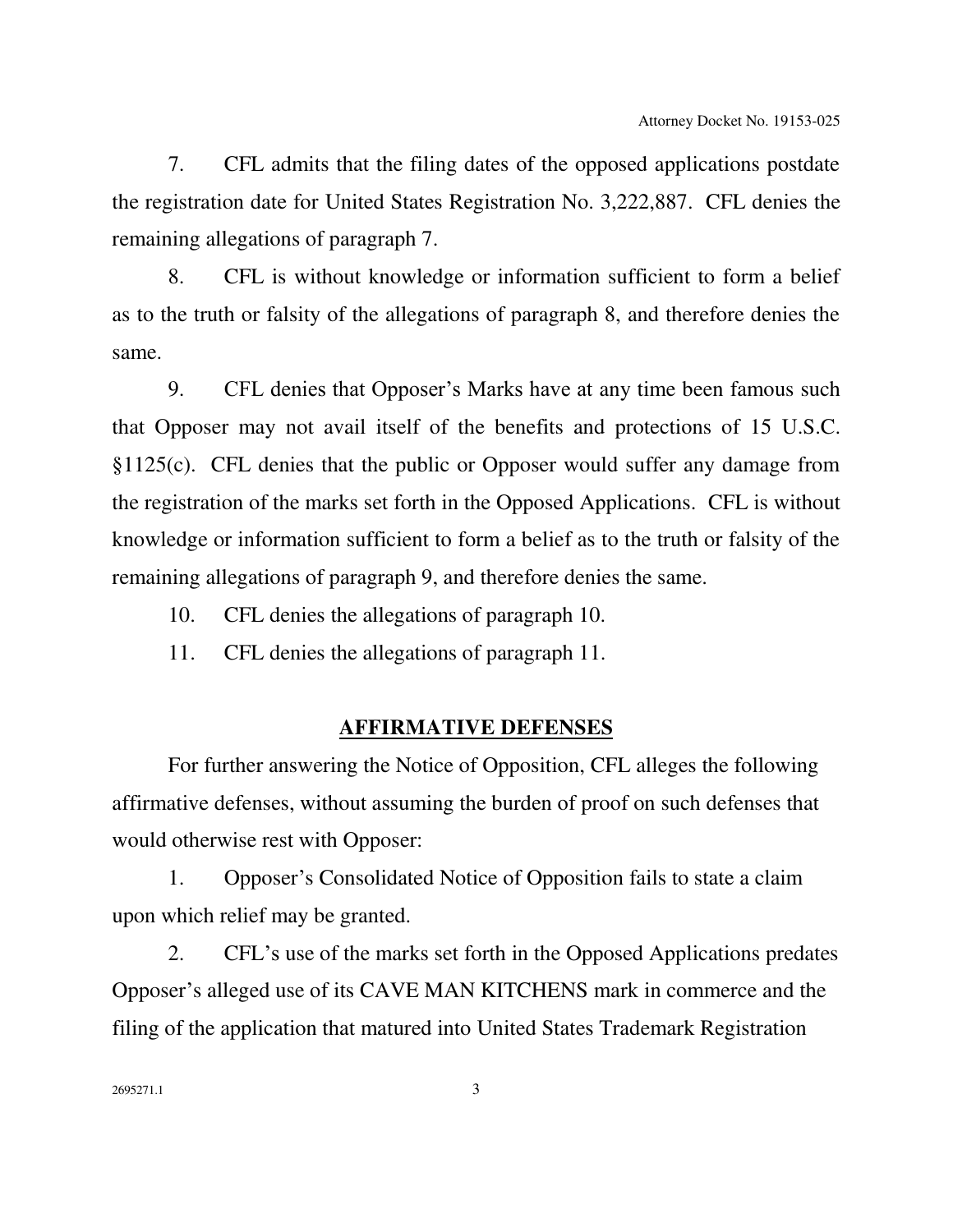7. CFL admits that the filing dates of the opposed applications postdate the registration date for United States Registration No. 3,222,887. CFL denies the remaining allegations of paragraph 7.

8. CFL is without knowledge or information sufficient to form a belief as to the truth or falsity of the allegations of paragraph 8, and therefore denies the same.

9. CFL denies that Opposer's Marks have at any time been famous such that Opposer may not avail itself of the benefits and protections of 15 U.S.C. §1125(c). CFL denies that the public or Opposer would suffer any damage from the registration of the marks set forth in the Opposed Applications. CFL is without knowledge or information sufficient to form a belief as to the truth or falsity of the remaining allegations of paragraph 9, and therefore denies the same.

10. CFL denies the allegations of paragraph 10.

11. CFL denies the allegations of paragraph 11.

## AFFIRMATIVE DEFENSES

For further answering the Notice of Opposition, CFL alleges the following affirmative defenses, without assuming the burden of proof on such defenses that would otherwise rest with Opposer:

1. Opposer's Consolidated Notice of Opposition fails to state a claim upon which relief may be granted.

2. CFL's use of the marks set forth in the Opposed Applications predates Opposer's alleged use of its CAVE MAN KITCHENS mark in commerce and the filing of the application that matured into United States Trademark Registration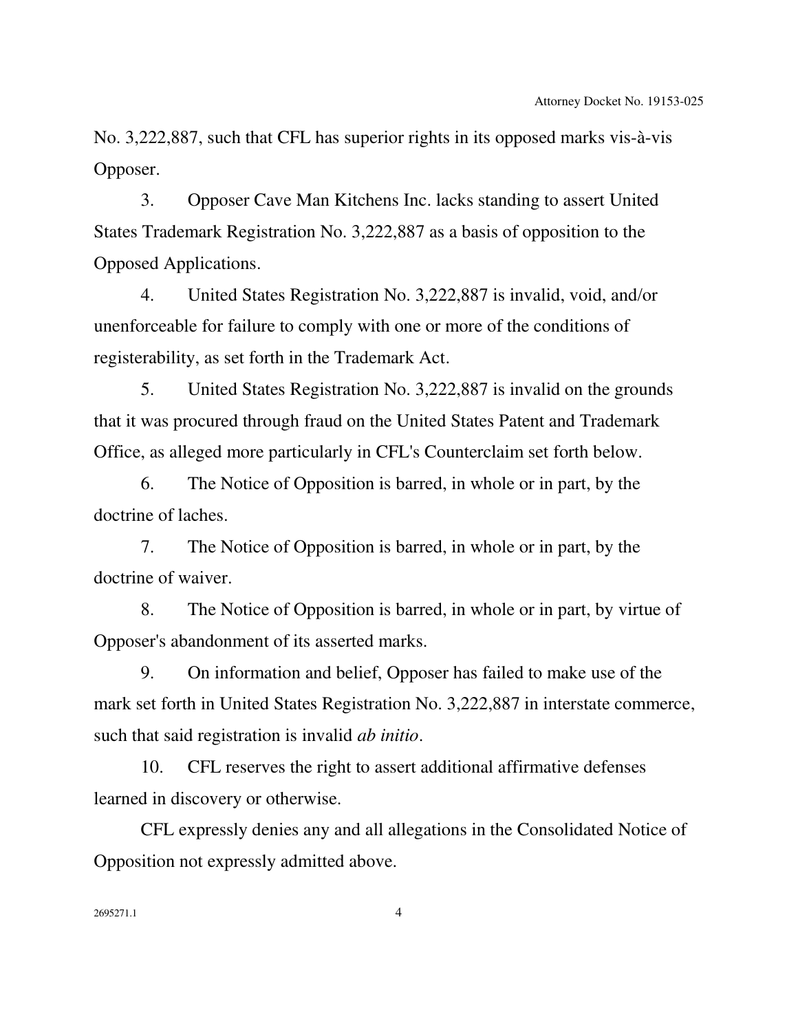No. 3,222,887, such that CFL has superior rights in its opposed marks vis-à-vis Opposer.

3. Opposer Cave Man Kitchens Inc. lacks standing to assert United States Trademark Registration No. 3,222,887 as a basis of opposition to the Opposed Applications.

4. United States Registration No. 3,222,887 is invalid, void, and/or unenforceable for failure to comply with one or more of the conditions of registerability, as set forth in the Trademark Act.

5. United States Registration No. 3,222,887 is invalid on the grounds that it was procured through fraud on the United States Patent and Trademark Office, as alleged more particularly in CFL's Counterclaim set forth below.

6. The Notice of Opposition is barred, in whole or in part, by the doctrine of laches.

7. The Notice of Opposition is barred, in whole or in part, by the doctrine of waiver.

8. The Notice of Opposition is barred, in whole or in part, by virtue of Opposer's abandonment of its asserted marks.

9. On information and belief, Opposer has failed to make use of the mark set forth in United States Registration No. 3,222,887 in interstate commerce, such that said registration is invalid *ab initio*.

10. CFL reserves the right to assert additional affirmative defenses learned in discovery or otherwise.

CFL expressly denies any and all allegations in the Consolidated Notice of Opposition not expressly admitted above.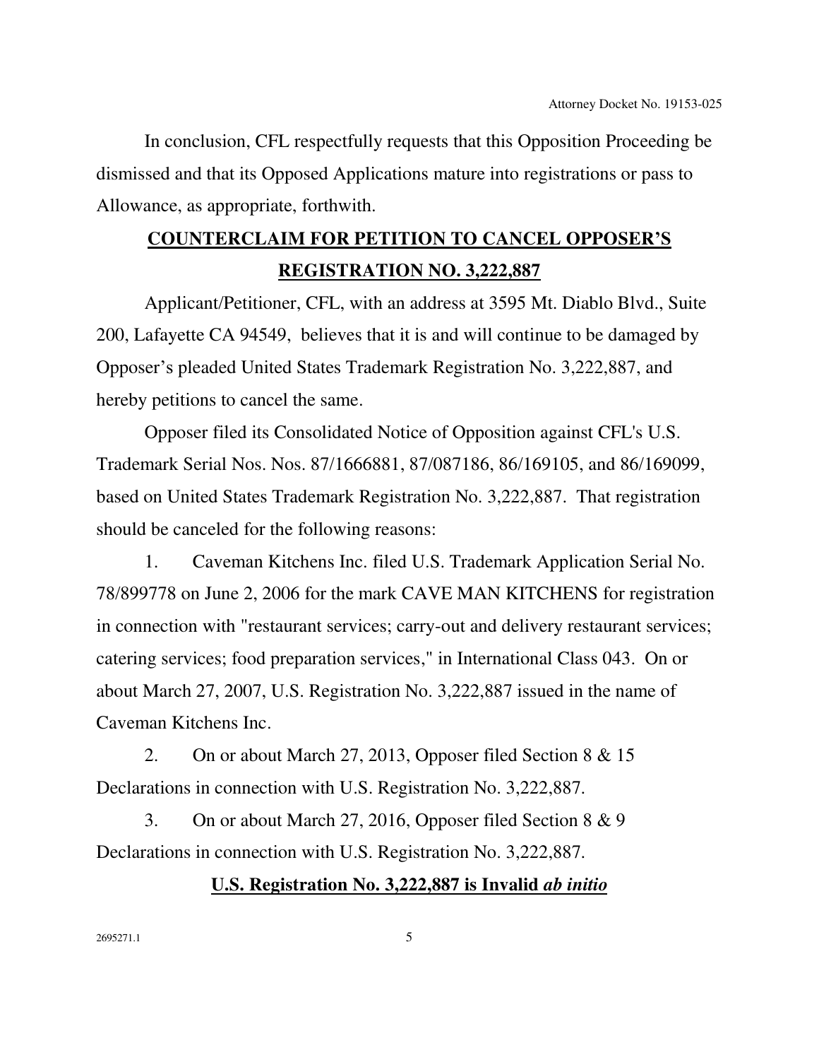In conclusion, CFL respectfully requests that this Opposition Proceeding be dismissed and that its Opposed Applications mature into registrations or pass to Allowance, as appropriate, forthwith.

## **COUNTERCLAIM FOR PETITION TO CANCEL OPPOSER'S REGISTRATION NO. 3,222,887**

Applicant/Petitioner, CFL, with an address at 3595 Mt. Diablo Blvd., Suite 200, Lafayette CA 94549, believes that it is and will continue to be damaged by Opposer's pleaded United States Trademark Registration No. 3,222,887, and hereby petitions to cancel the same.

Opposer filed its Consolidated Notice of Opposition against CFL's U.S. Trademark Serial Nos. Nos. 87/1666881, 87/087186, 86/169105, and 86/169099, based on United States Trademark Registration No. 3,222,887. That registration should be canceled for the following reasons:

1. Caveman Kitchens Inc. filed U.S. Trademark Application Serial No. 78/899778 on June 2, 2006 for the mark CAVE MAN KITCHENS for registration in connection with "restaurant services; carry-out and delivery restaurant services; catering services; food preparation services," in International Class 043. On or about March 27, 2007, U.S. Registration No. 3,222,887 issued in the name of Caveman Kitchens Inc.

2. On or about March 27, 2013, Opposer filed Section 8 & 15 Declarations in connection with U.S. Registration No. 3,222,887.

3. On or about March 27, 2016, Opposer filed Section 8 & 9 Declarations in connection with U.S. Registration No. 3,222,887.

### **U.S. Registration No. 3,222,887 is Invalid *ab initio***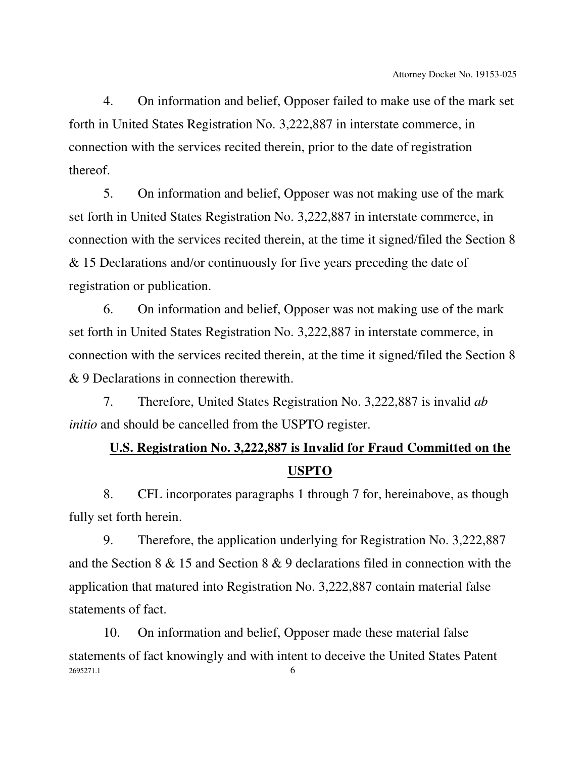4. On information and belief, Opposer failed to make use of the mark set forth in United States Registration No. 3,222,887 in interstate commerce, in connection with the services recited therein, prior to the date of registration thereof.

5. On information and belief, Opposer was not making use of the mark set forth in United States Registration No. 3,222,887 in interstate commerce, in connection with the services recited therein, at the time it signed/filed the Section 8 & 15 Declarations and/or continuously for five years preceding the date of registration or publication.

6. On information and belief, Opposer was not making use of the mark set forth in United States Registration No. 3,222,887 in interstate commerce, in connection with the services recited therein, at the time it signed/filed the Section 8 & 9 Declarations in connection therewith.

7. Therefore, United States Registration No. 3,222,887 is invalid *ab initio* and should be cancelled from the USPTO register.

**U.S. Registration No. 3,222,887 is Invalid for Fraud Committed on the USPTO**

8. CFL incorporates paragraphs 1 through 7 for, hereinabove, as though fully set forth herein.

9. Therefore, the application underlying for Registration No. 3,222,887 and the Section 8 & 15 and Section 8 & 9 declarations filed in connection with the application that matured into Registration No. 3,222,887 contain material false statements of fact.

10. On information and belief, Opposer made these material false statements of fact knowingly and with intent to deceive the United States Patent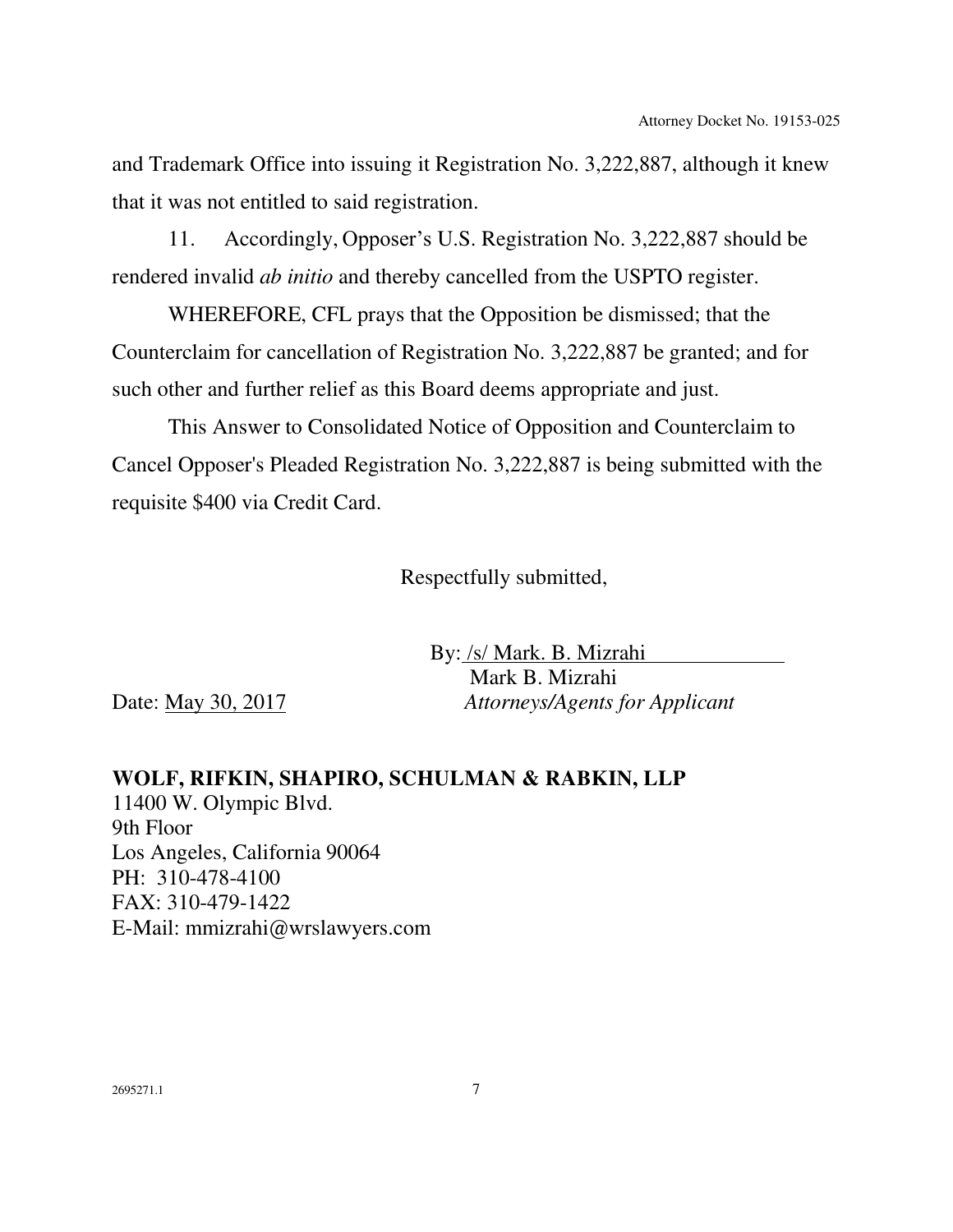and Trademark Office into issuing it Registration No. 3,222,887, although it knew that it was not entitled to said registration.

11. Accordingly, Opposer's U.S. Registration No. 3,222,887 should be rendered invalid *ab initio* and thereby cancelled from the USPTO register.

WHEREFORE, CFL prays that the Opposition be dismissed; that the Counterclaim for cancellation of Registration No. 3,222,887 be granted; and for such other and further relief as this Board deems appropriate and just.

This Answer to Consolidated Notice of Opposition and Counterclaim to Cancel Opposer's Pleaded Registration No. 3,222,887 is being submitted with the requisite $400 via Credit Card.

Respectfully submitted,

By: /s/ Mark. B. Mizrahi
Mark B. Mizrahi
*Attorneys/Agents for Applicant*

Date: May 30, 2017

**WOLF, RIFKIN, SHAPIRO, SCHULMAN & RABKIN, LLP**
11400 W. Olympic Blvd.
9th Floor
Los Angeles, California 90064
PH: 310-478-4100
FAX: 310-479-1422
E-Mail: mmizrahi@wrslawyers.com

2695271.1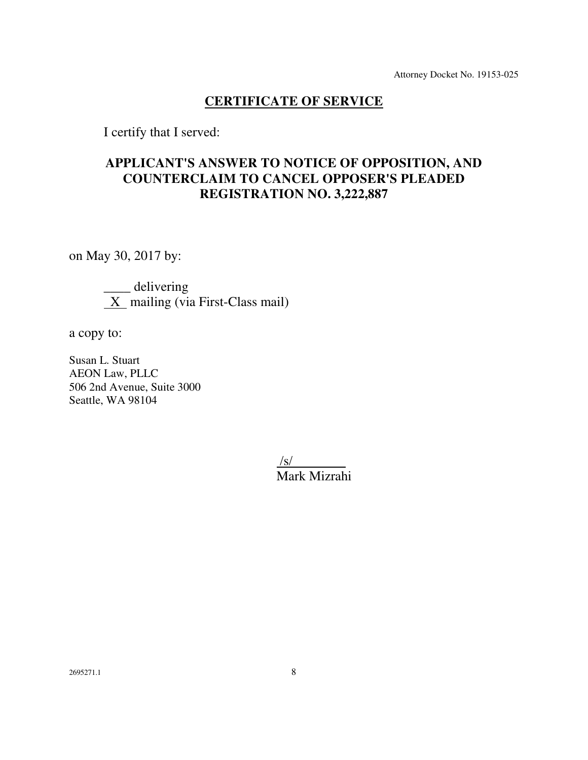Attorney Docket No. 19153-025

## CERTIFICATE OF SERVICE

I certify that I served:

### APPLICANT'S ANSWER TO NOTICE OF OPPOSITION, AND COUNTERCLAIM TO CANCEL OPPOSER'S PLEADED REGISTRATION NO. 3,222,887

on May 30, 2017 by:

____ delivering
_X_ mailing (via First-Class mail)

a copy to:

Susan L. Stuart
AEON Law, PLLC
506 2nd Avenue, Suite 3000
Seattle, WA 98104

/s/
Mark Mizrahi

2695271.1